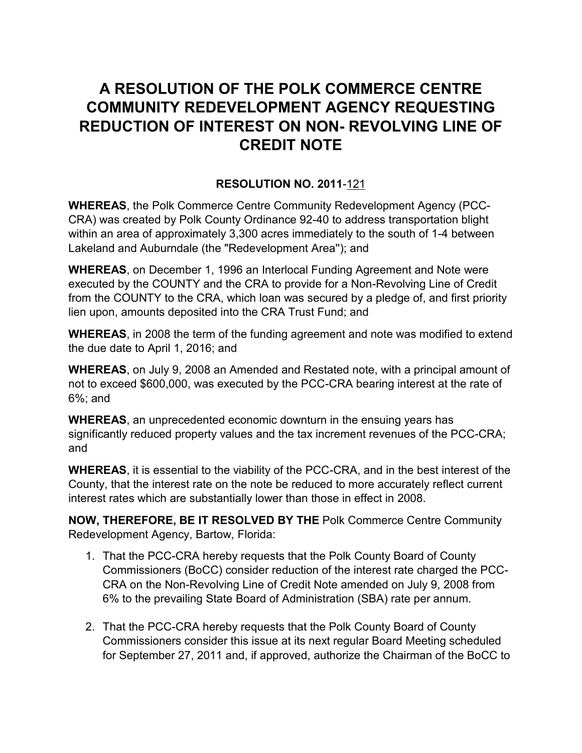# A RESOLUTION OF THE POLK COMMERCE CENTRE COMMUNITY REDEVELOPMENT AGENCY REQUESTING REDUCTION OF INTEREST ON NON- REVOLVING LINE OF CREDIT NOTE

**RESOLUTION NO. 2011**-121

**WHEREAS**, the Polk Commerce Centre Community Redevelopment Agency (PCC-CRA) was created by Polk County Ordinance 92-40 to address transportation blight within an area of approximately 3,300 acres immediately to the south of 1-4 between Lakeland and Auburndale (the "Redevelopment Area"); and

**WHEREAS**, on December 1, 1996 an Interlocal Funding Agreement and Note were executed by the COUNTY and the CRA to provide for a Non-Revolving Line of Credit from the COUNTY to the CRA, which loan was secured by a pledge of, and first priority lien upon, amounts deposited into the CRA Trust Fund; and

**WHEREAS**, in 2008 the term of the funding agreement and note was modified to extend the due date to April 1, 2016; and

**WHEREAS**, on July 9, 2008 an Amended and Restated note, with a principal amount of not to exceed $600,000, was executed by the PCC-CRA bearing interest at the rate of 6%; and

**WHEREAS**, an unprecedented economic downturn in the ensuing years has significantly reduced property values and the tax increment revenues of the PCC-CRA; and

**WHEREAS**, it is essential to the viability of the PCC-CRA, and in the best interest of the County, that the interest rate on the note be reduced to more accurately reflect current interest rates which are substantially lower than those in effect in 2008.

**NOW, THEREFORE, BE IT RESOLVED BY THE** Polk Commerce Centre Community Redevelopment Agency, Bartow, Florida:

1. That the PCC-CRA hereby requests that the Polk County Board of County Commissioners (BoCC) consider reduction of the interest rate charged the PCC-CRA on the Non-Revolving Line of Credit Note amended on July 9, 2008 from 6% to the prevailing State Board of Administration (SBA) rate per annum.

2. That the PCC-CRA hereby requests that the Polk County Board of County Commissioners consider this issue at its next regular Board Meeting scheduled for September 27, 2011 and, if approved, authorize the Chairman of the BoCC to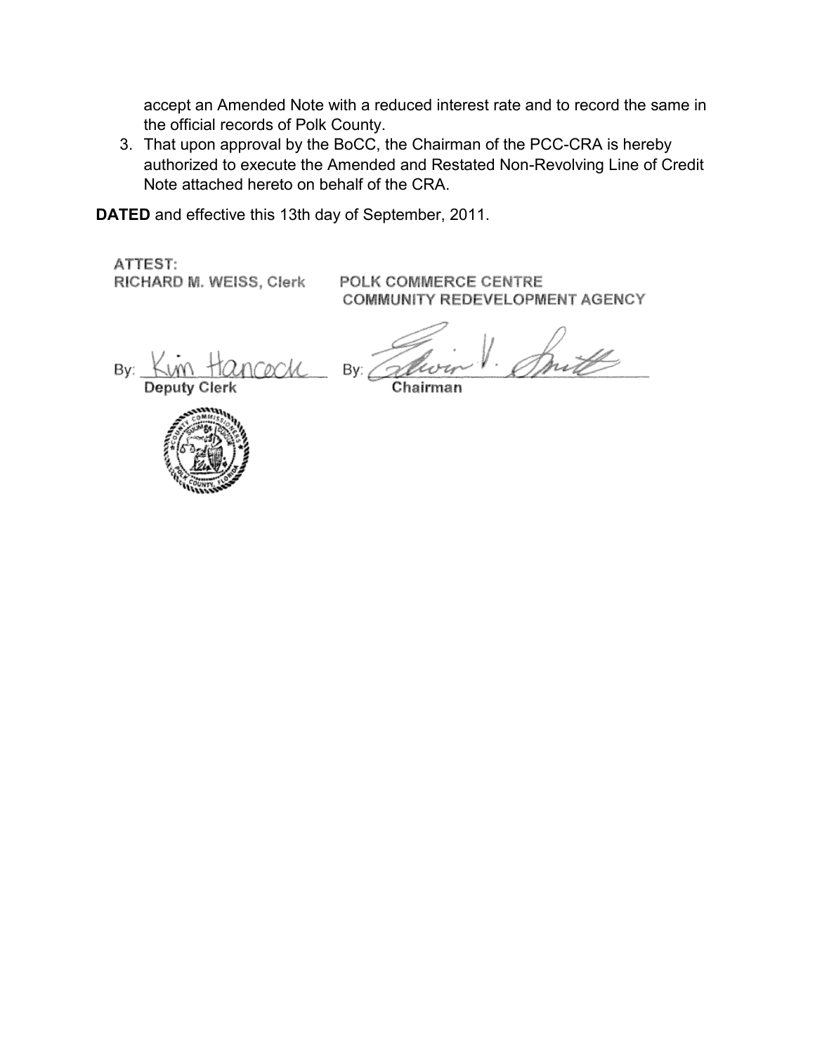accept an Amended Note with a reduced interest rate and to record the same in the official records of Polk County.

3. That upon approval by the BoCC, the Chairman of the PCC-CRA is hereby authorized to execute the Amended and Restated Non-Revolving Line of Credit Note attached hereto on behalf of the CRA.

**DATED** and effective this 13th day of September, 2011.

ATTEST:
RICHARD M. WEISS, Clerk

POLK COMMERCE CENTRE
COMMUNITY REDEVELOPMENT AGENCY

By: Kim Hancock
Deputy Clerk

By: Edwin V. Smith
Chairman